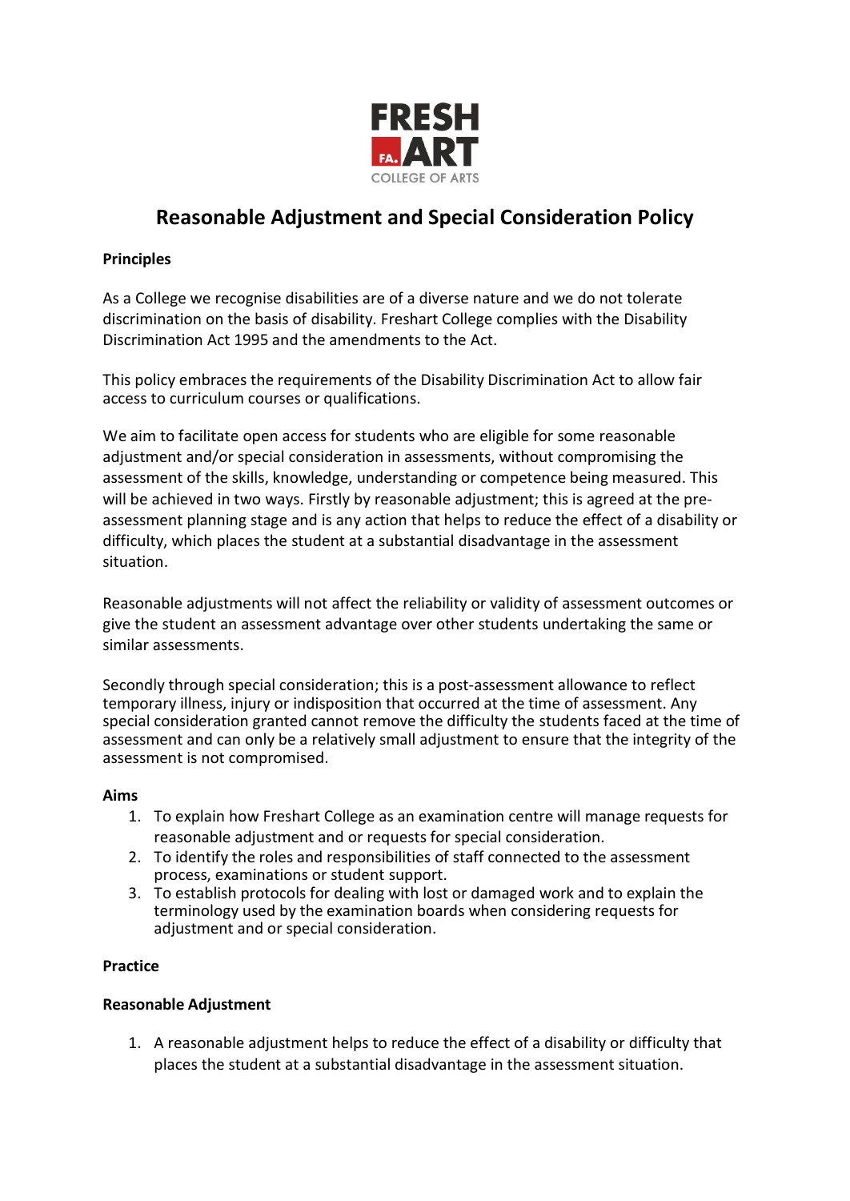FRESH ART

COLLEGE OF ARTS

# Reasonable Adjustment and Special Consideration Policy

**Principles**

As a College we recognise disabilities are of a diverse nature and we do not tolerate discrimination on the basis of disability. Freshart College complies with the Disability Discrimination Act 1995 and the amendments to the Act.

This policy embraces the requirements of the Disability Discrimination Act to allow fair access to curriculum courses or qualifications.

We aim to facilitate open access for students who are eligible for some reasonable adjustment and/or special consideration in assessments, without compromising the assessment of the skills, knowledge, understanding or competence being measured. This will be achieved in two ways. Firstly by reasonable adjustment; this is agreed at the pre-assessment planning stage and is any action that helps to reduce the effect of a disability or difficulty, which places the student at a substantial disadvantage in the assessment situation.

Reasonable adjustments will not affect the reliability or validity of assessment outcomes or give the student an assessment advantage over other students undertaking the same or similar assessments.

Secondly through special consideration; this is a post-assessment allowance to reflect temporary illness, injury or indisposition that occurred at the time of assessment. Any special consideration granted cannot remove the difficulty the students faced at the time of assessment and can only be a relatively small adjustment to ensure that the integrity of the assessment is not compromised.

**Aims**

1. To explain how Freshart College as an examination centre will manage requests for reasonable adjustment and or requests for special consideration.
2. To identify the roles and responsibilities of staff connected to the assessment process, examinations or student support.
3. To establish protocols for dealing with lost or damaged work and to explain the terminology used by the examination boards when considering requests for adjustment and or special consideration.

**Practice**

**Reasonable Adjustment**

1. A reasonable adjustment helps to reduce the effect of a disability or difficulty that places the student at a substantial disadvantage in the assessment situation.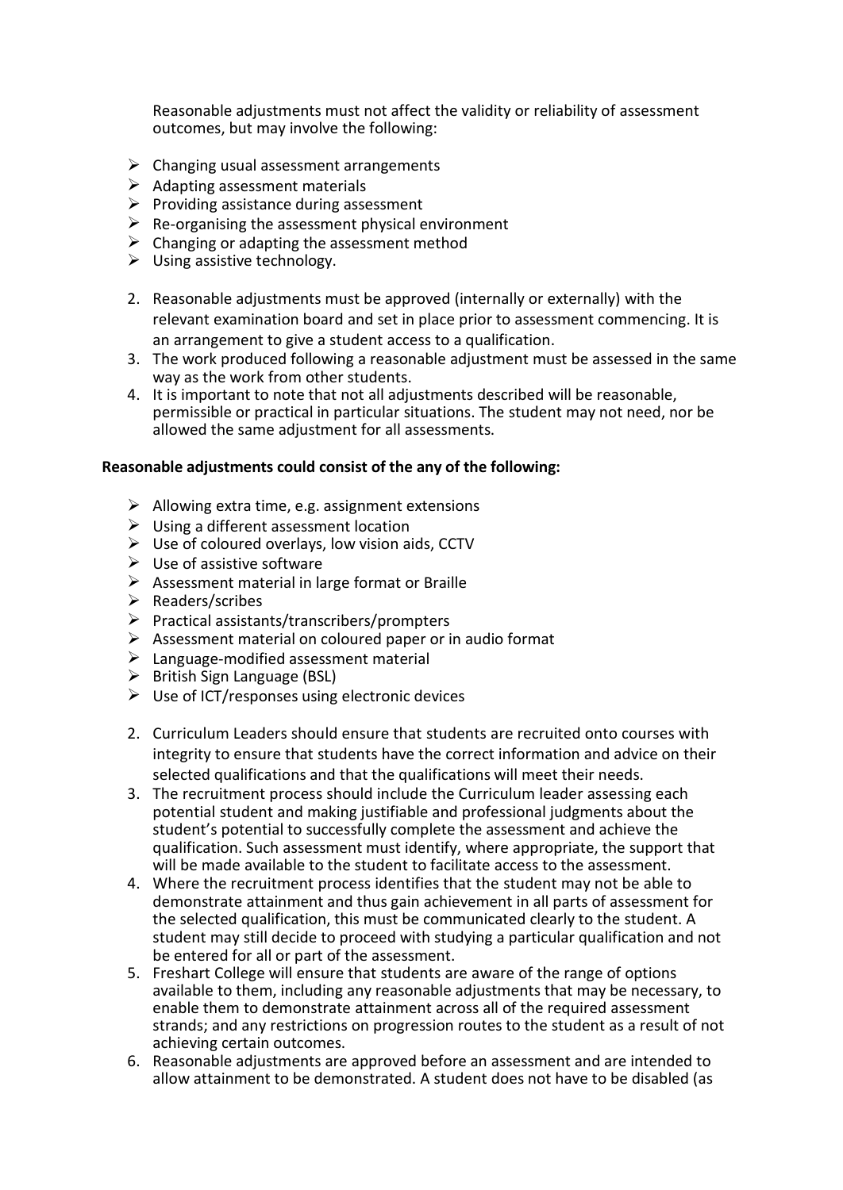Reasonable adjustments must not affect the validity or reliability of assessment outcomes, but may involve the following:

- Changing usual assessment arrangements
- Adapting assessment materials
- Providing assistance during assessment
- Re-organising the assessment physical environment
- Changing or adapting the assessment method
- Using assistive technology.

2. Reasonable adjustments must be approved (internally or externally) with the relevant examination board and set in place prior to assessment commencing. It is an arrangement to give a student access to a qualification.
3. The work produced following a reasonable adjustment must be assessed in the same way as the work from other students.
4. It is important to note that not all adjustments described will be reasonable, permissible or practical in particular situations. The student may not need, nor be allowed the same adjustment for all assessments.

**Reasonable adjustments could consist of the any of the following:**

- Allowing extra time, e.g. assignment extensions
- Using a different assessment location
- Use of coloured overlays, low vision aids, CCTV
- Use of assistive software
- Assessment material in large format or Braille
- Readers/scribes
- Practical assistants/transcribers/prompters
- Assessment material on coloured paper or in audio format
- Language-modified assessment material
- British Sign Language (BSL)
- Use of ICT/responses using electronic devices

2. Curriculum Leaders should ensure that students are recruited onto courses with integrity to ensure that students have the correct information and advice on their selected qualifications and that the qualifications will meet their needs.
3. The recruitment process should include the Curriculum leader assessing each potential student and making justifiable and professional judgments about the student's potential to successfully complete the assessment and achieve the qualification. Such assessment must identify, where appropriate, the support that will be made available to the student to facilitate access to the assessment.
4. Where the recruitment process identifies that the student may not be able to demonstrate attainment and thus gain achievement in all parts of assessment for the selected qualification, this must be communicated clearly to the student. A student may still decide to proceed with studying a particular qualification and not be entered for all or part of the assessment.
5. Freshart College will ensure that students are aware of the range of options available to them, including any reasonable adjustments that may be necessary, to enable them to demonstrate attainment across all of the required assessment strands; and any restrictions on progression routes to the student as a result of not achieving certain outcomes.
6. Reasonable adjustments are approved before an assessment and are intended to allow attainment to be demonstrated. A student does not have to be disabled (as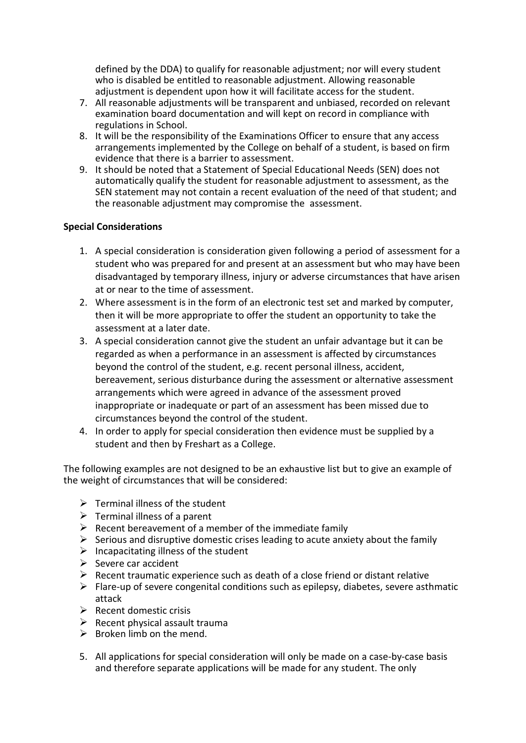defined by the DDA) to qualify for reasonable adjustment; nor will every student who is disabled be entitled to reasonable adjustment. Allowing reasonable adjustment is dependent upon how it will facilitate access for the student.

7. All reasonable adjustments will be transparent and unbiased, recorded on relevant examination board documentation and will kept on record in compliance with regulations in School.
8. It will be the responsibility of the Examinations Officer to ensure that any access arrangements implemented by the College on behalf of a student, is based on firm evidence that there is a barrier to assessment.
9. It should be noted that a Statement of Special Educational Needs (SEN) does not automatically qualify the student for reasonable adjustment to assessment, as the SEN statement may not contain a recent evaluation of the need of that student; and the reasonable adjustment may compromise the assessment.

**Special Considerations**

1. A special consideration is consideration given following a period of assessment for a student who was prepared for and present at an assessment but who may have been disadvantaged by temporary illness, injury or adverse circumstances that have arisen at or near to the time of assessment.
2. Where assessment is in the form of an electronic test set and marked by computer, then it will be more appropriate to offer the student an opportunity to take the assessment at a later date.
3. A special consideration cannot give the student an unfair advantage but it can be regarded as when a performance in an assessment is affected by circumstances beyond the control of the student, e.g. recent personal illness, accident, bereavement, serious disturbance during the assessment or alternative assessment arrangements which were agreed in advance of the assessment proved inappropriate or inadequate or part of an assessment has been missed due to circumstances beyond the control of the student.
4. In order to apply for special consideration then evidence must be supplied by a student and then by Freshart as a College.

The following examples are not designed to be an exhaustive list but to give an example of the weight of circumstances that will be considered:

- Terminal illness of the student
- Terminal illness of a parent
- Recent bereavement of a member of the immediate family
- Serious and disruptive domestic crises leading to acute anxiety about the family
- Incapacitating illness of the student
- Severe car accident
- Recent traumatic experience such as death of a close friend or distant relative
- Flare-up of severe congenital conditions such as epilepsy, diabetes, severe asthmatic attack
- Recent domestic crisis
- Recent physical assault trauma
- Broken limb on the mend.

5. All applications for special consideration will only be made on a case-by-case basis and therefore separate applications will be made for any student. The only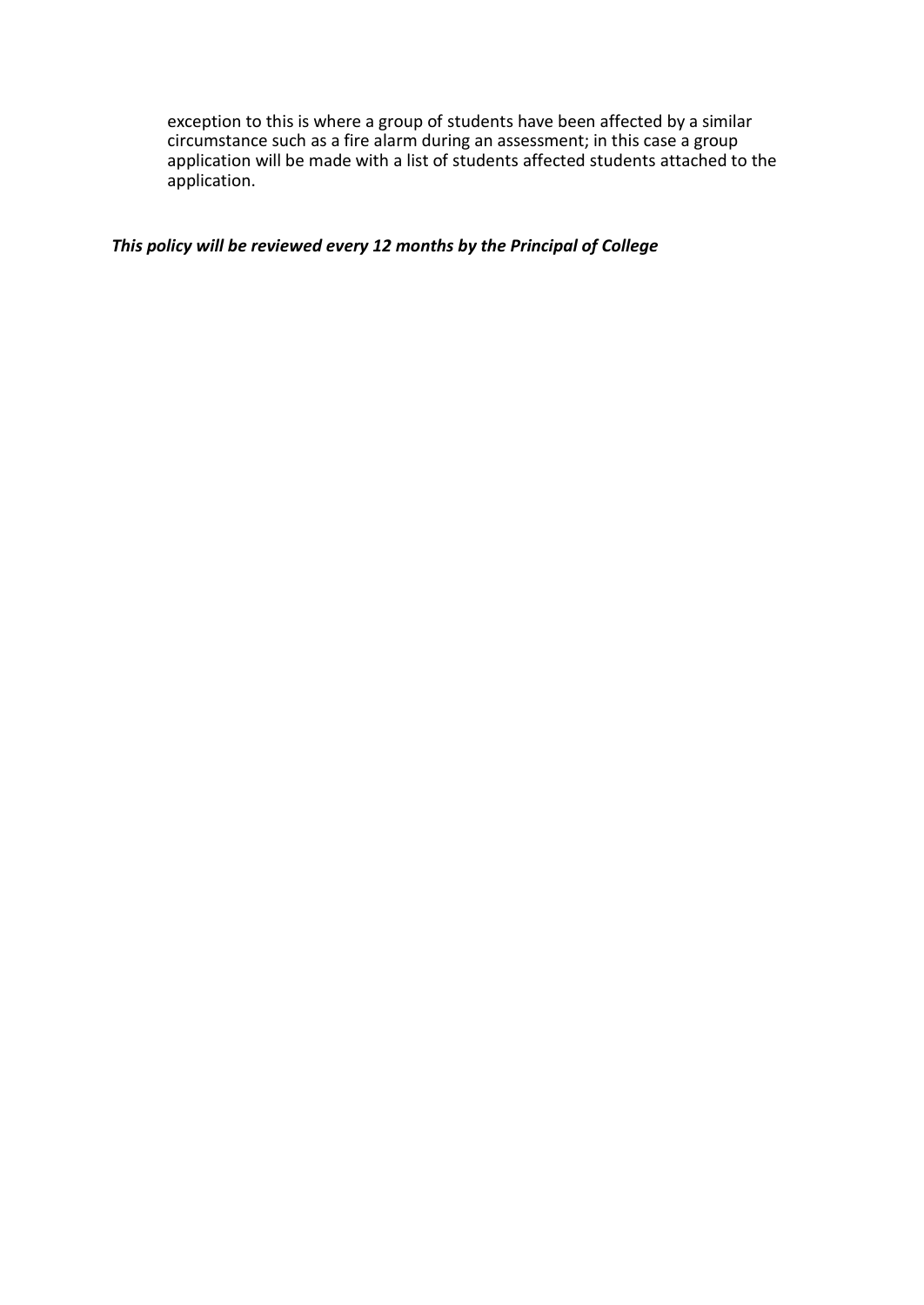exception to this is where a group of students have been affected by a similar circumstance such as a fire alarm during an assessment; in this case a group application will be made with a list of students affected students attached to the application.

***This policy will be reviewed every 12 months by the Principal of College***